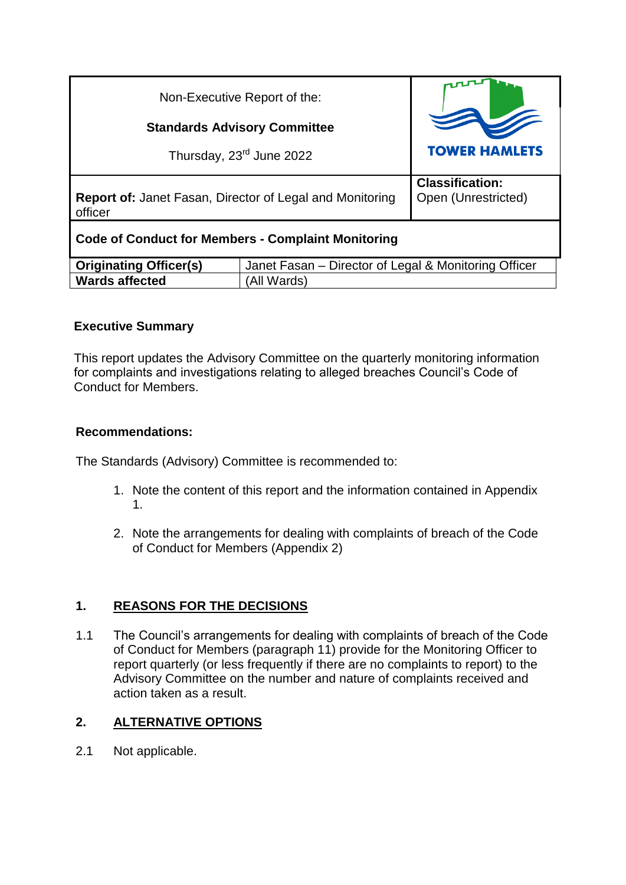| Non-Executive Report of the: **Standards Advisory Committee** Thursday, 23rd June 2022 | TOWER HAMLETS |
|---|---|
| **Report of:** Janet Fasan, Director of Legal and Monitoring officer | **Classification:** Open (Unrestricted) |

**Code of Conduct for Members - Complaint Monitoring**

| **Originating Officer(s)** | Janet Fasan – Director of Legal & Monitoring Officer |
|---|---|
| **Wards affected** | (All Wards) |

## Executive Summary

This report updates the Advisory Committee on the quarterly monitoring information for complaints and investigations relating to alleged breaches Council's Code of Conduct for Members.

## Recommendations:

The Standards (Advisory) Committee is recommended to:

1. Note the content of this report and the information contained in Appendix 1.

2. Note the arrangements for dealing with complaints of breach of the Code of Conduct for Members (Appendix 2)

## 1. REASONS FOR THE DECISIONS

1.1 The Council's arrangements for dealing with complaints of breach of the Code of Conduct for Members (paragraph 11) provide for the Monitoring Officer to report quarterly (or less frequently if there are no complaints to report) to the Advisory Committee on the number and nature of complaints received and action taken as a result.

## 2. ALTERNATIVE OPTIONS

2.1 Not applicable.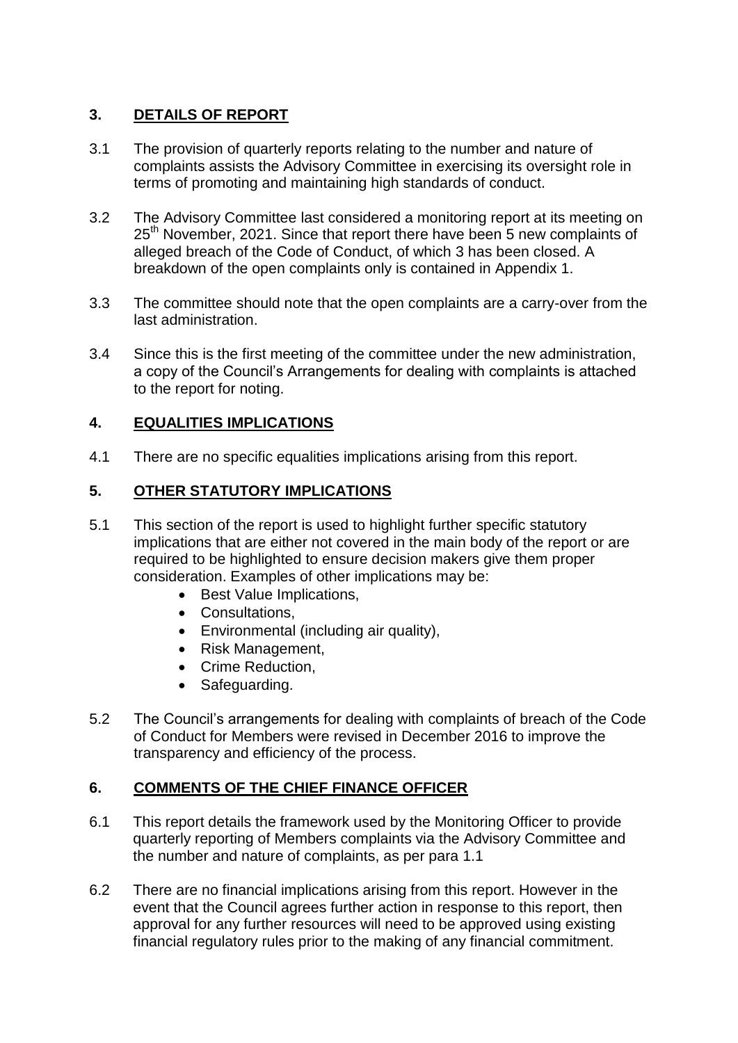## 3. DETAILS OF REPORT

3.1 The provision of quarterly reports relating to the number and nature of complaints assists the Advisory Committee in exercising its oversight role in terms of promoting and maintaining high standards of conduct.

3.2 The Advisory Committee last considered a monitoring report at its meeting on 25th November, 2021. Since that report there have been 5 new complaints of alleged breach of the Code of Conduct, of which 3 has been closed. A breakdown of the open complaints only is contained in Appendix 1.

3.3 The committee should note that the open complaints are a carry-over from the last administration.

3.4 Since this is the first meeting of the committee under the new administration, a copy of the Council's Arrangements for dealing with complaints is attached to the report for noting.

## 4. EQUALITIES IMPLICATIONS

4.1 There are no specific equalities implications arising from this report.

## 5. OTHER STATUTORY IMPLICATIONS

5.1 This section of the report is used to highlight further specific statutory implications that are either not covered in the main body of the report or are required to be highlighted to ensure decision makers give them proper consideration. Examples of other implications may be:

- Best Value Implications,
- Consultations,
- Environmental (including air quality),
- Risk Management,
- Crime Reduction,
- Safeguarding.

5.2 The Council's arrangements for dealing with complaints of breach of the Code of Conduct for Members were revised in December 2016 to improve the transparency and efficiency of the process.

## 6. COMMENTS OF THE CHIEF FINANCE OFFICER

6.1 This report details the framework used by the Monitoring Officer to provide quarterly reporting of Members complaints via the Advisory Committee and the number and nature of complaints, as per para 1.1

6.2 There are no financial implications arising from this report. However in the event that the Council agrees further action in response to this report, then approval for any further resources will need to be approved using existing financial regulatory rules prior to the making of any financial commitment.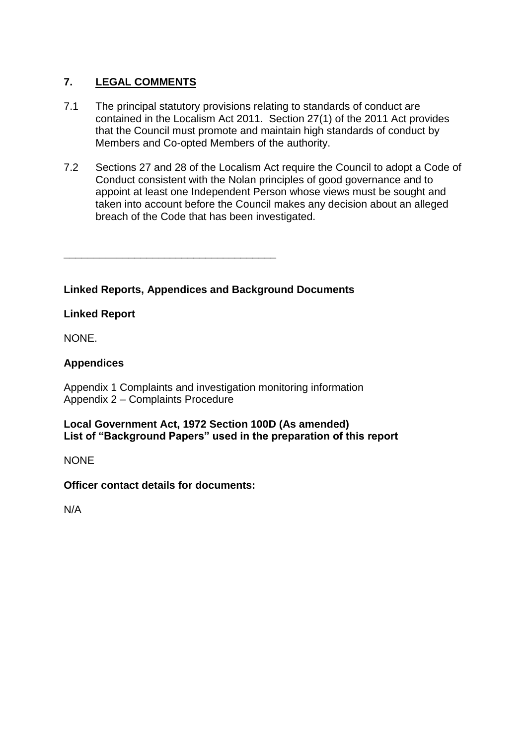## 7. LEGAL COMMENTS

7.1 The principal statutory provisions relating to standards of conduct are contained in the Localism Act 2011. Section 27(1) of the 2011 Act provides that the Council must promote and maintain high standards of conduct by Members and Co-opted Members of the authority.

7.2 Sections 27 and 28 of the Localism Act require the Council to adopt a Code of Conduct consistent with the Nolan principles of good governance and to appoint at least one Independent Person whose views must be sought and taken into account before the Council makes any decision about an alleged breach of the Code that has been investigated.

---

**Linked Reports, Appendices and Background Documents**

**Linked Report**

NONE.

**Appendices**

Appendix 1 Complaints and investigation monitoring information
Appendix 2 – Complaints Procedure

**Local Government Act, 1972 Section 100D (As amended)**
**List of "Background Papers" used in the preparation of this report**

NONE

**Officer contact details for documents:**

N/A